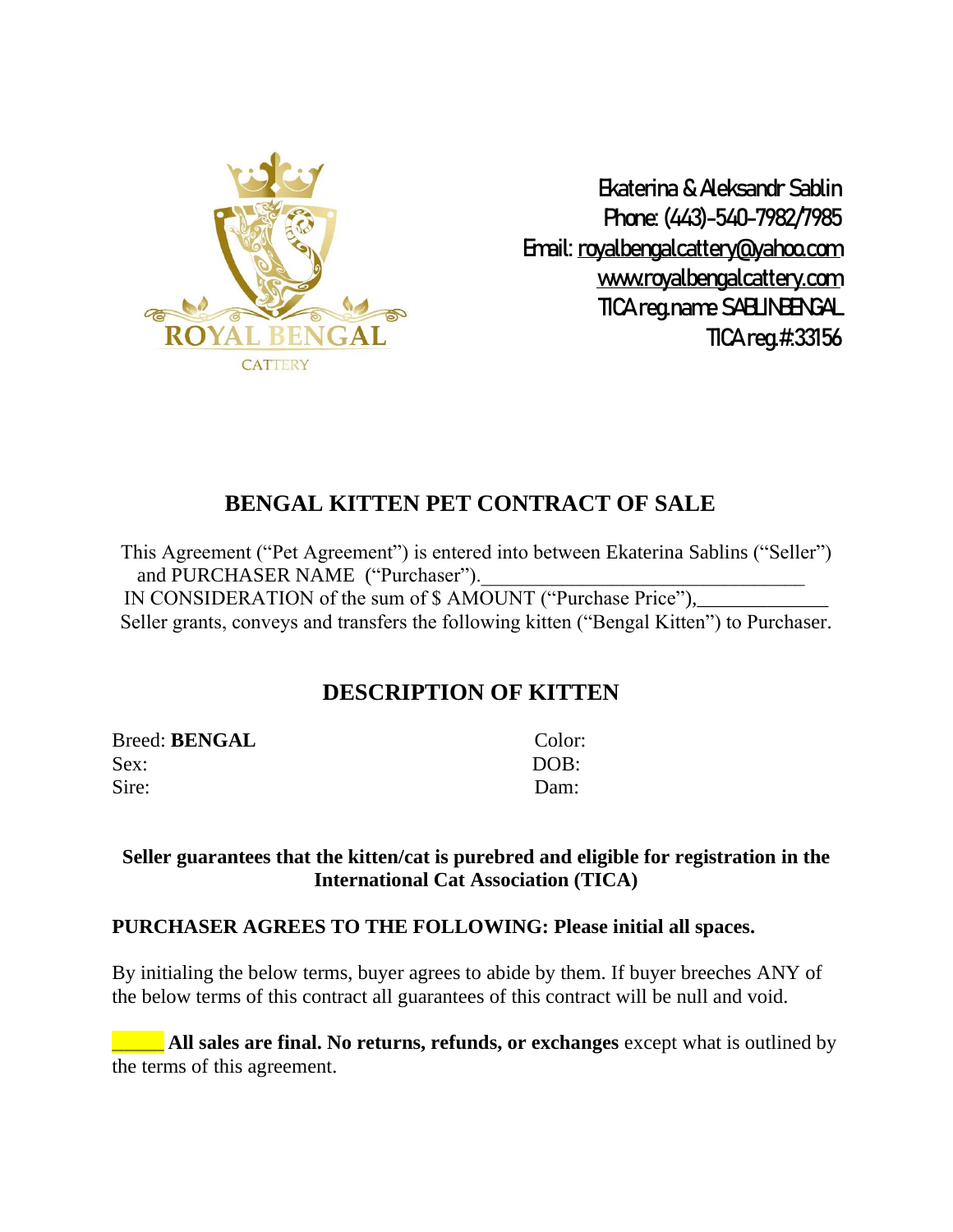ROYAL BENGAL CATTERY

Ekaterina & Aleksandr Sablin
Phone: (443)-540-7982/7985
Email: royalbengalcattery@yahoo.com
www.royalbengalcattery.com
TICA reg.name SABLINBENGAL
TICA reg.#:33156

# BENGAL KITTEN PET CONTRACT OF SALE

This Agreement ("Pet Agreement") is entered into between Ekaterina Sablins ("Seller") and PURCHASER NAME ("Purchaser").________________________________
IN CONSIDERATION of the sum of $ AMOUNT ("Purchase Price"),_____________
Seller grants, conveys and transfers the following kitten ("Bengal Kitten") to Purchaser.

## DESCRIPTION OF KITTEN

Breed: **BENGAL**
Sex:
Sire:

Color:
DOB:
Dam:

**Seller guarantees that the kitten/cat is purebred and eligible for registration in the International Cat Association (TICA)**

**PURCHASER AGREES TO THE FOLLOWING: Please initial all spaces.**

By initialing the below terms, buyer agrees to abide by them. If buyer breeches ANY of the below terms of this contract all guarantees of this contract will be null and void.

_____ **All sales are final. No returns, refunds, or exchanges** except what is outlined by the terms of this agreement.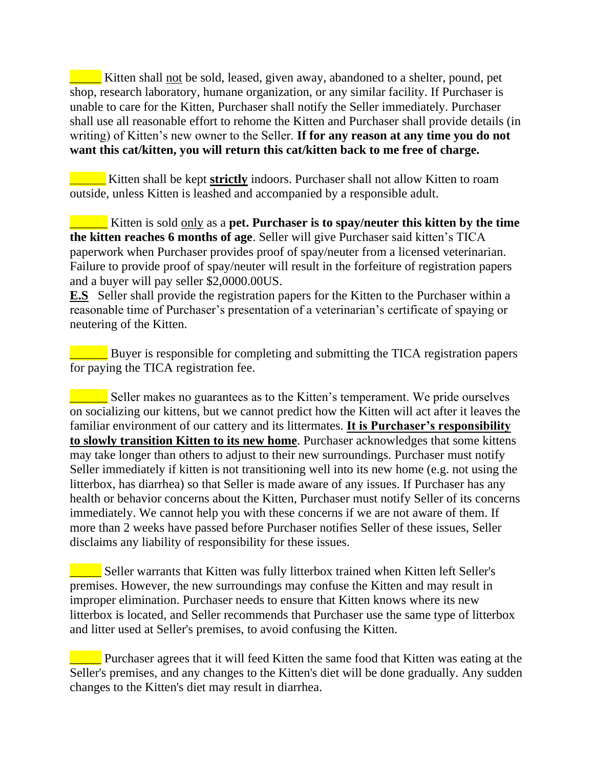_____ Kitten shall not be sold, leased, given away, abandoned to a shelter, pound, pet shop, research laboratory, humane organization, or any similar facility. If Purchaser is unable to care for the Kitten, Purchaser shall notify the Seller immediately. Purchaser shall use all reasonable effort to rehome the Kitten and Purchaser shall provide details (in writing) of Kitten's new owner to the Seller. **If for any reason at any time you do not want this cat/kitten, you will return this cat/kitten back to me free of charge.**

______ Kitten shall be kept **strictly** indoors. Purchaser shall not allow Kitten to roam outside, unless Kitten is leashed and accompanied by a responsible adult.

______ Kitten is sold only as a **pet. Purchaser is to spay/neuter this kitten by the time the kitten reaches 6 months of age**. Seller will give Purchaser said kitten's TICA paperwork when Purchaser provides proof of spay/neuter from a licensed veterinarian. Failure to provide proof of spay/neuter will result in the forfeiture of registration papers and a buyer will pay seller $2,0000.00US.

**E.S** Seller shall provide the registration papers for the Kitten to the Purchaser within a reasonable time of Purchaser's presentation of a veterinarian's certificate of spaying or neutering of the Kitten.

______ Buyer is responsible for completing and submitting the TICA registration papers for paying the TICA registration fee.

______ Seller makes no guarantees as to the Kitten's temperament. We pride ourselves on socializing our kittens, but we cannot predict how the Kitten will act after it leaves the familiar environment of our cattery and its littermates. **It is Purchaser's responsibility to slowly transition Kitten to its new home**. Purchaser acknowledges that some kittens may take longer than others to adjust to their new surroundings. Purchaser must notify Seller immediately if kitten is not transitioning well into its new home (e.g. not using the litterbox, has diarrhea) so that Seller is made aware of any issues. If Purchaser has any health or behavior concerns about the Kitten, Purchaser must notify Seller of its concerns immediately. We cannot help you with these concerns if we are not aware of them. If more than 2 weeks have passed before Purchaser notifies Seller of these issues, Seller disclaims any liability of responsibility for these issues.

_____ Seller warrants that Kitten was fully litterbox trained when Kitten left Seller's premises. However, the new surroundings may confuse the Kitten and may result in improper elimination. Purchaser needs to ensure that Kitten knows where its new litterbox is located, and Seller recommends that Purchaser use the same type of litterbox and litter used at Seller's premises, to avoid confusing the Kitten.

_____ Purchaser agrees that it will feed Kitten the same food that Kitten was eating at the Seller's premises, and any changes to the Kitten's diet will be done gradually. Any sudden changes to the Kitten's diet may result in diarrhea.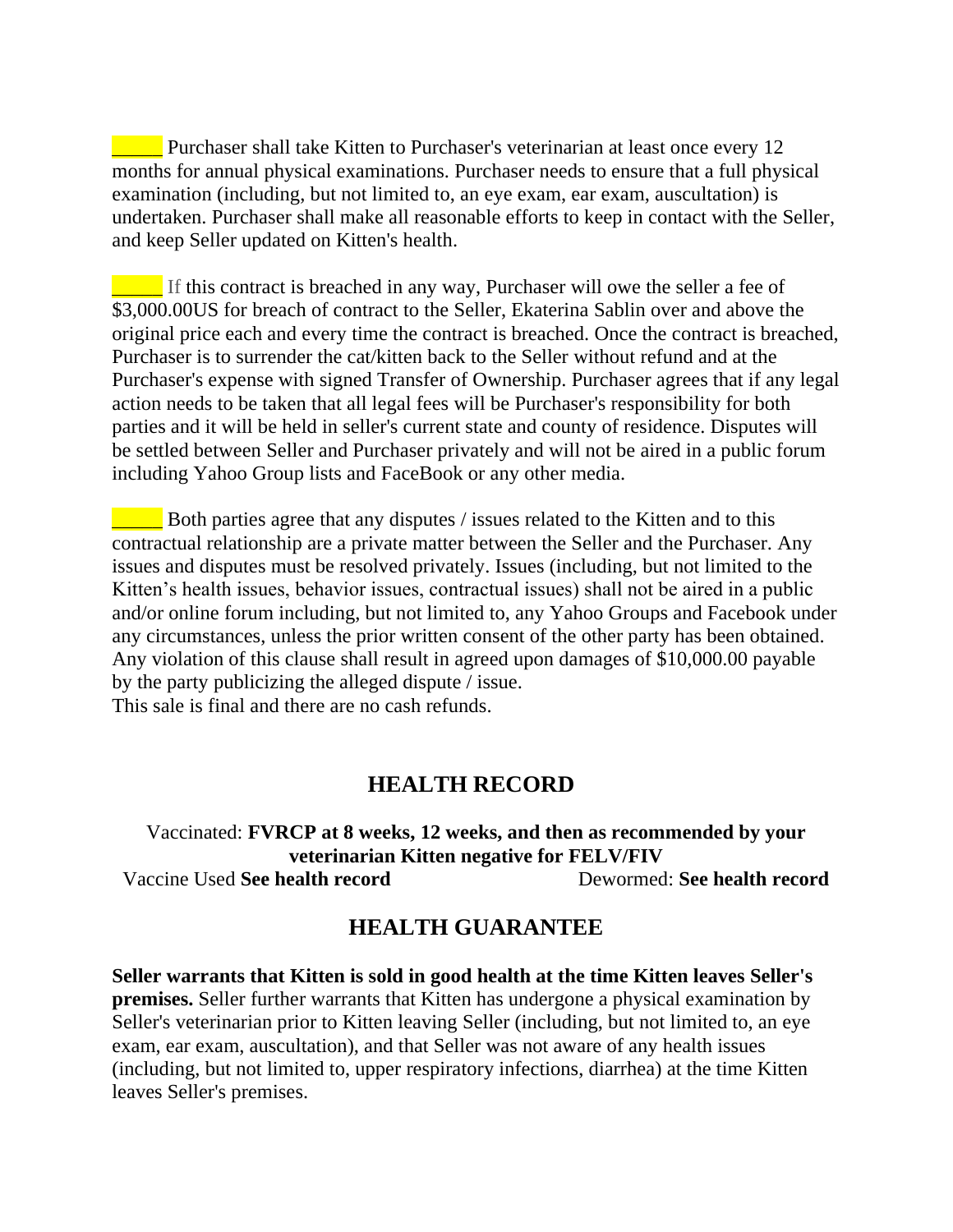_____ Purchaser shall take Kitten to Purchaser's veterinarian at least once every 12 months for annual physical examinations. Purchaser needs to ensure that a full physical examination (including, but not limited to, an eye exam, ear exam, auscultation) is undertaken. Purchaser shall make all reasonable efforts to keep in contact with the Seller, and keep Seller updated on Kitten's health.

_____ If this contract is breached in any way, Purchaser will owe the seller a fee of $3,000.00US for breach of contract to the Seller, Ekaterina Sablin over and above the original price each and every time the contract is breached. Once the contract is breached, Purchaser is to surrender the cat/kitten back to the Seller without refund and at the Purchaser's expense with signed Transfer of Ownership. Purchaser agrees that if any legal action needs to be taken that all legal fees will be Purchaser's responsibility for both parties and it will be held in seller's current state and county of residence. Disputes will be settled between Seller and Purchaser privately and will not be aired in a public forum including Yahoo Group lists and FaceBook or any other media.

_____ Both parties agree that any disputes / issues related to the Kitten and to this contractual relationship are a private matter between the Seller and the Purchaser. Any issues and disputes must be resolved privately. Issues (including, but not limited to the Kitten's health issues, behavior issues, contractual issues) shall not be aired in a public and/or online forum including, but not limited to, any Yahoo Groups and Facebook under any circumstances, unless the prior written consent of the other party has been obtained. Any violation of this clause shall result in agreed upon damages of $10,000.00 payable by the party publicizing the alleged dispute / issue.
This sale is final and there are no cash refunds.

## HEALTH RECORD

Vaccinated: **FVRCP at 8 weeks, 12 weeks, and then as recommended by your veterinarian Kitten negative for FELV/FIV**

Vaccine Used **See health record** Dewormed: **See health record**

## HEALTH GUARANTEE

**Seller warrants that Kitten is sold in good health at the time Kitten leaves Seller's premises.** Seller further warrants that Kitten has undergone a physical examination by Seller's veterinarian prior to Kitten leaving Seller (including, but not limited to, an eye exam, ear exam, auscultation), and that Seller was not aware of any health issues (including, but not limited to, upper respiratory infections, diarrhea) at the time Kitten leaves Seller's premises.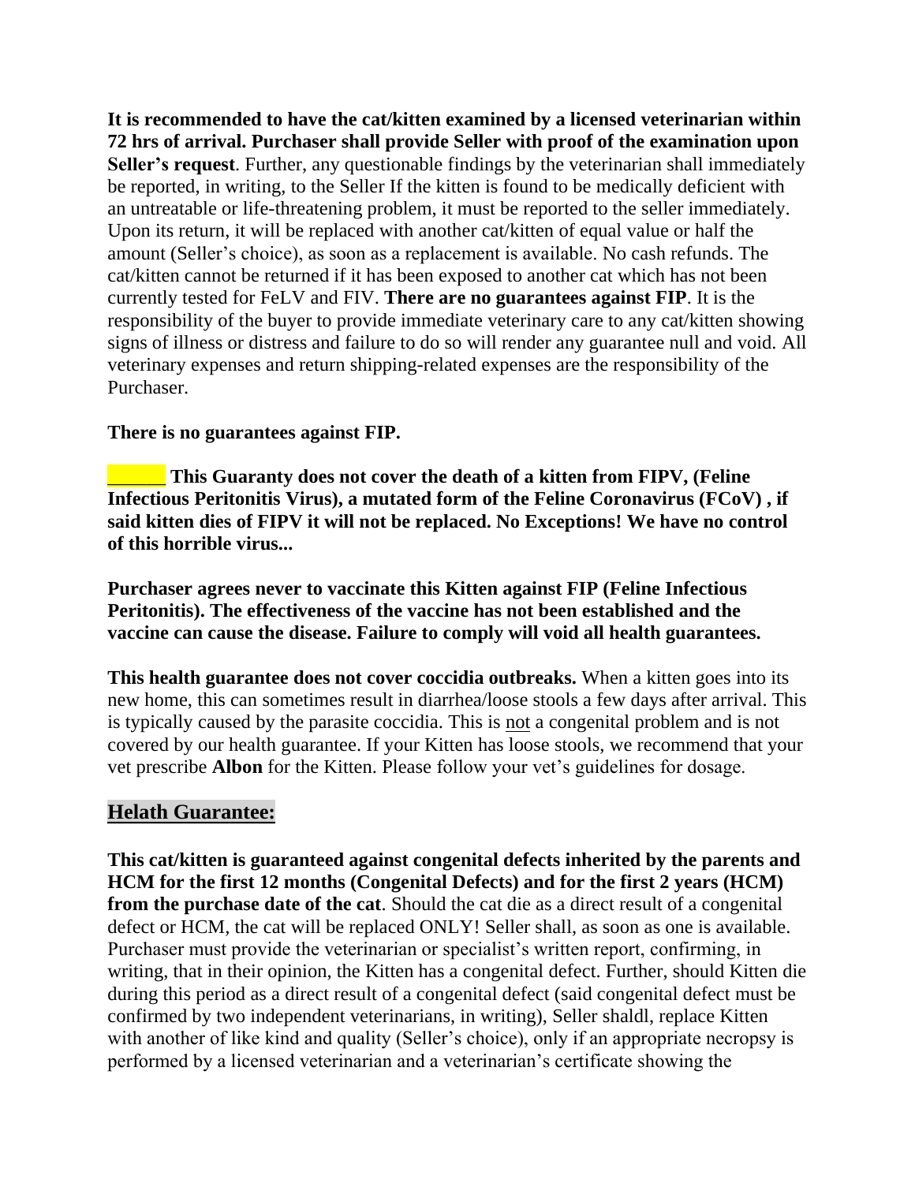**It is recommended to have the cat/kitten examined by a licensed veterinarian within 72 hrs of arrival. Purchaser shall provide Seller with proof of the examination upon Seller's request**. Further, any questionable findings by the veterinarian shall immediately be reported, in writing, to the Seller If the kitten is found to be medically deficient with an untreatable or life-threatening problem, it must be reported to the seller immediately. Upon its return, it will be replaced with another cat/kitten of equal value or half the amount (Seller's choice), as soon as a replacement is available. No cash refunds. The cat/kitten cannot be returned if it has been exposed to another cat which has not been currently tested for FeLV and FIV. **There are no guarantees against FIP**. It is the responsibility of the buyer to provide immediate veterinary care to any cat/kitten showing signs of illness or distress and failure to do so will render any guarantee null and void. All veterinary expenses and return shipping-related expenses are the responsibility of the Purchaser.

**There is no guarantees against FIP.**

**______ This Guaranty does not cover the death of a kitten from FIPV, (Feline Infectious Peritonitis Virus), a mutated form of the Feline Coronavirus (FCoV) , if said kitten dies of FIPV it will not be replaced. No Exceptions! We have no control of this horrible virus...**

**Purchaser agrees never to vaccinate this Kitten against FIP (Feline Infectious Peritonitis). The effectiveness of the vaccine has not been established and the vaccine can cause the disease. Failure to comply will void all health guarantees.**

**This health guarantee does not cover coccidia outbreaks.** When a kitten goes into its new home, this can sometimes result in diarrhea/loose stools a few days after arrival. This is typically caused by the parasite coccidia. This is not a congenital problem and is not covered by our health guarantee. If your Kitten has loose stools, we recommend that your vet prescribe **Albon** for the Kitten. Please follow your vet's guidelines for dosage.

## Helath Guarantee:

**This cat/kitten is guaranteed against congenital defects inherited by the parents and HCM for the first 12 months (Congenital Defects) and for the first 2 years (HCM) from the purchase date of the cat**. Should the cat die as a direct result of a congenital defect or HCM, the cat will be replaced ONLY! Seller shall, as soon as one is available. Purchaser must provide the veterinarian or specialist's written report, confirming, in writing, that in their opinion, the Kitten has a congenital defect. Further, should Kitten die during this period as a direct result of a congenital defect (said congenital defect must be confirmed by two independent veterinarians, in writing), Seller shaldl, replace Kitten with another of like kind and quality (Seller's choice), only if an appropriate necropsy is performed by a licensed veterinarian and a veterinarian's certificate showing the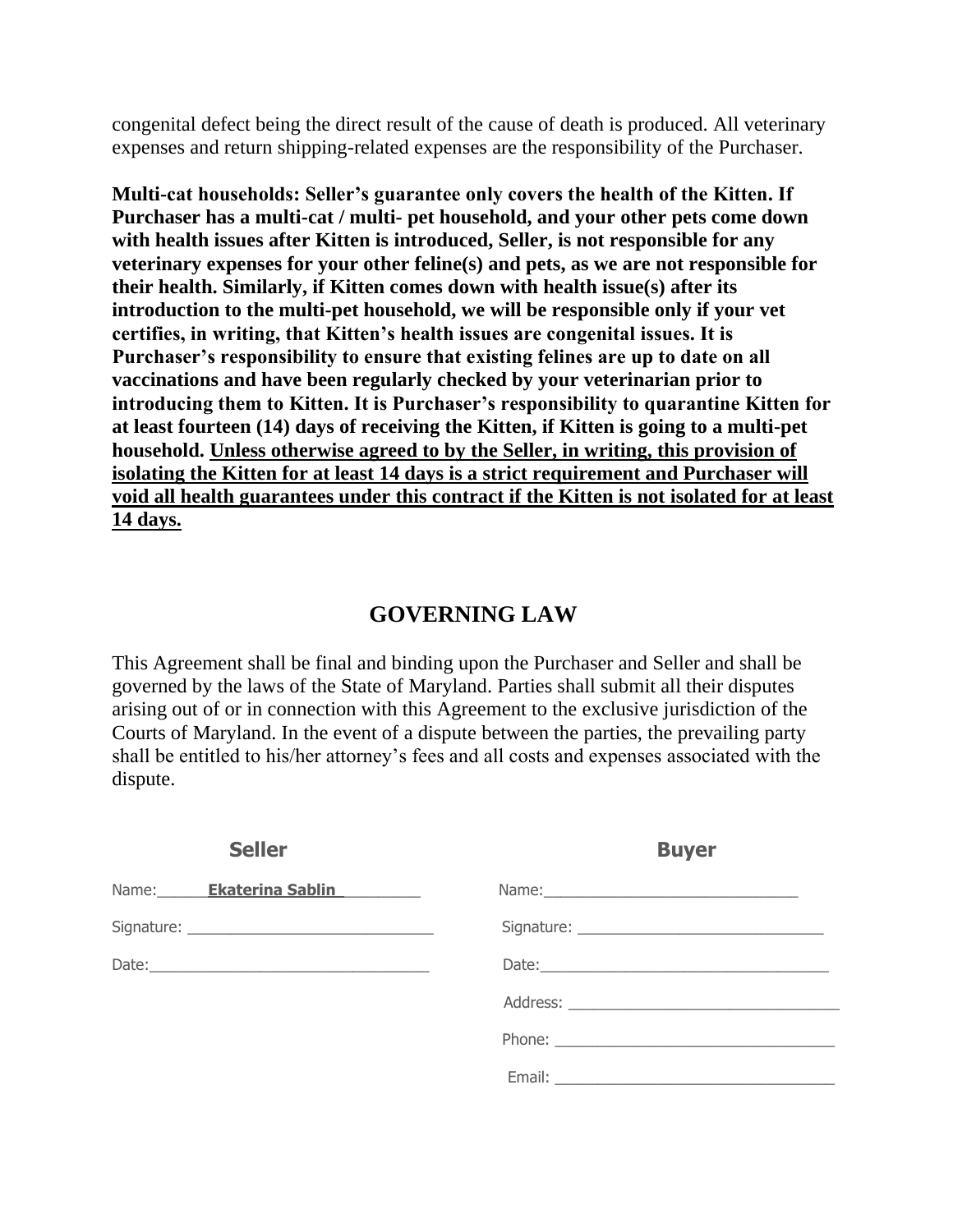congenital defect being the direct result of the cause of death is produced. All veterinary expenses and return shipping-related expenses are the responsibility of the Purchaser.

**Multi-cat households: Seller's guarantee only covers the health of the Kitten. If Purchaser has a multi-cat / multi- pet household, and your other pets come down with health issues after Kitten is introduced, Seller, is not responsible for any veterinary expenses for your other feline(s) and pets, as we are not responsible for their health. Similarly, if Kitten comes down with health issue(s) after its introduction to the multi-pet household, we will be responsible only if your vet certifies, in writing, that Kitten's health issues are congenital issues. It is Purchaser's responsibility to ensure that existing felines are up to date on all vaccinations and have been regularly checked by your veterinarian prior to introducing them to Kitten. It is Purchaser's responsibility to quarantine Kitten for at least fourteen (14) days of receiving the Kitten, if Kitten is going to a multi-pet household. <u>Unless otherwise agreed to by the Seller, in writing, this provision of isolating the Kitten for at least 14 days is a strict requirement and Purchaser will void all health guarantees under this contract if the Kitten is not isolated for at least 14 days.</u>**

## GOVERNING LAW

This Agreement shall be final and binding upon the Purchaser and Seller and shall be governed by the laws of the State of Maryland. Parties shall submit all their disputes arising out of or in connection with this Agreement to the exclusive jurisdiction of the Courts of Maryland. In the event of a dispute between the parties, the prevailing party shall be entitled to his/her attorney's fees and all costs and expenses associated with the dispute.

| **Seller** | **Buyer** |
|---|---|
| Name: **Ekaterina Sablin** | Name: ______________________________ |
| Signature: ____________________________ | Signature: ____________________________ |
| Date: ________________________________ | Date: ________________________________ |
| | Address: ______________________________ |
| | Phone: ______________________________ |
| | Email: ______________________________ |